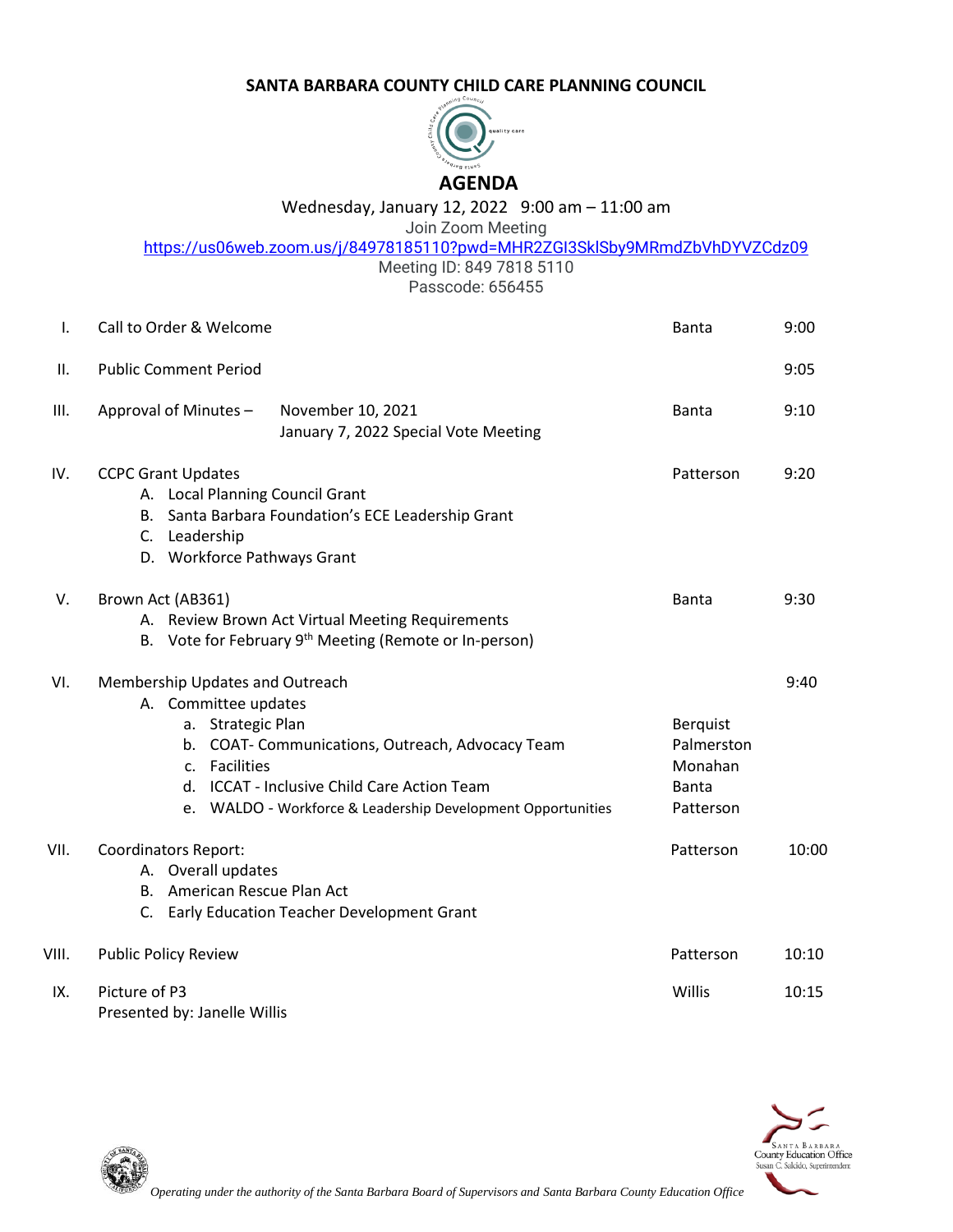# SANTA BARBARA COUNTY CHILD CARE PLANNING COUNCIL

## AGENDA

Wednesday, January 12, 2022 9:00 am – 11:00 am

Join Zoom Meeting

https://us06web.zoom.us/j/84978185110?pwd=MHR2ZGI3SklSby9MRmdZbVhDYVZCdz09

Meeting ID: 849 7818 5110

Passcode: 656455

| | | | |
|---|---|---|---|
| I. | Call to Order & Welcome | Banta | 9:00 |
| II. | Public Comment Period | | 9:05 |
| III. | Approval of Minutes – November 10, 2021<br>January 7, 2022 Special Vote Meeting | Banta | 9:10 |
| IV. | CCPC Grant Updates<br>A. Local Planning Council Grant<br>B. Santa Barbara Foundation's ECE Leadership Grant<br>C. Leadership<br>D. Workforce Pathways Grant | Patterson | 9:20 |
| V. | Brown Act (AB361)<br>A. Review Brown Act Virtual Meeting Requirements<br>B. Vote for February 9th Meeting (Remote or In-person) | Banta | 9:30 |
| VI. | Membership Updates and Outreach<br>A. Committee updates | | 9:40 |
| | a. Strategic Plan | Berquist | |
| | b. COAT- Communications, Outreach, Advocacy Team | Palmerston | |
| | c. Facilities | Monahan | |
| | d. ICCAT - Inclusive Child Care Action Team | Banta | |
| | e. WALDO - Workforce & Leadership Development Opportunities | Patterson | |
| VII. | Coordinators Report:<br>A. Overall updates<br>B. American Rescue Plan Act<br>C. Early Education Teacher Development Grant | Patterson | 10:00 |
| VIII. | Public Policy Review | Patterson | 10:10 |
| IX. | Picture of P3<br>Presented by: Janelle Willis | Willis | 10:15 |

*Operating under the authority of the Santa Barbara Board of Supervisors and Santa Barbara County Education Office*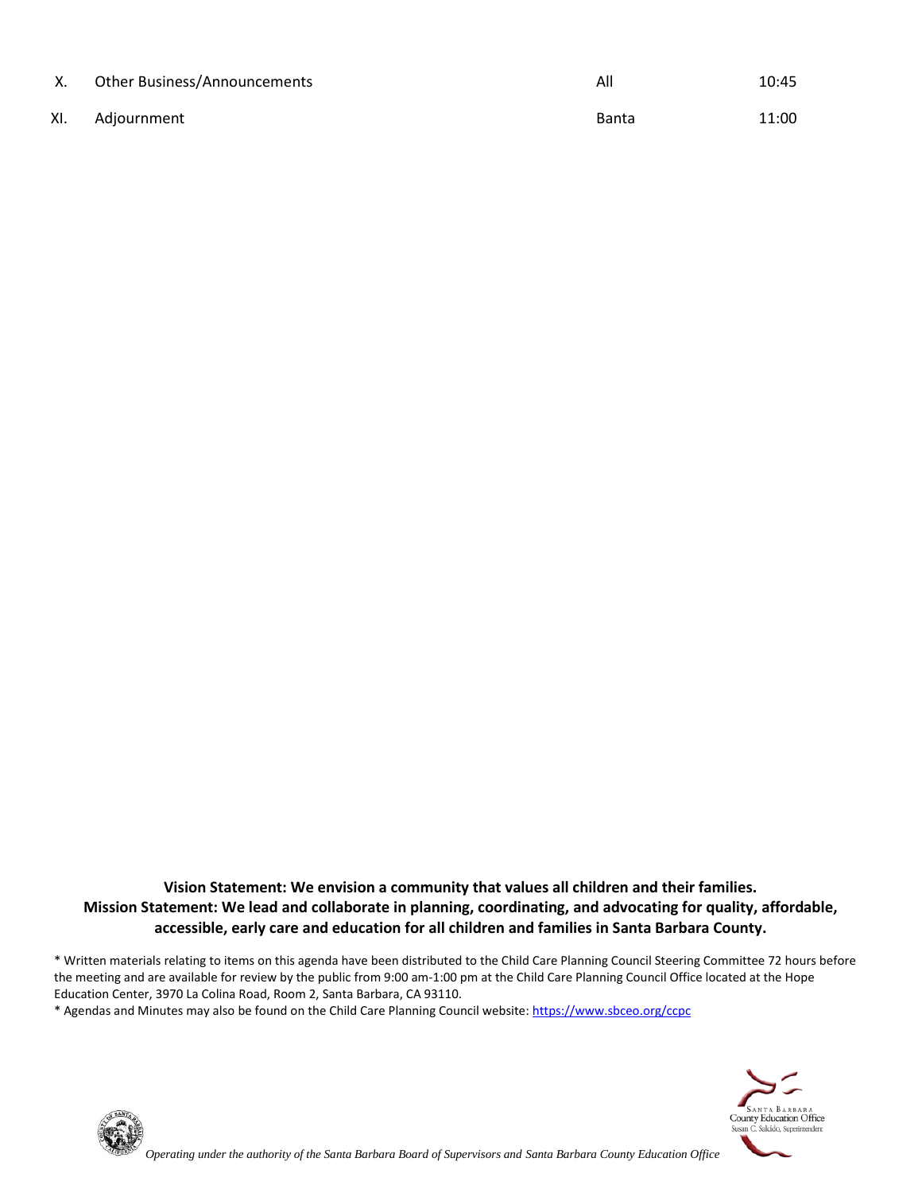| | | | |
|---|---|---|---|
| X. | Other Business/Announcements | All | 10:45 |
| XI. | Adjournment | Banta | 11:00 |

**Vision Statement: We envision a community that values all children and their families.**
**Mission Statement: We lead and collaborate in planning, coordinating, and advocating for quality, affordable, accessible, early care and education for all children and families in Santa Barbara County.**

* Written materials relating to items on this agenda have been distributed to the Child Care Planning Council Steering Committee 72 hours before the meeting and are available for review by the public from 9:00 am-1:00 pm at the Child Care Planning Council Office located at the Hope Education Center, 3970 La Colina Road, Room 2, Santa Barbara, CA 93110.

* Agendas and Minutes may also be found on the Child Care Planning Council website: https://www.sbceo.org/ccpc

Santa Barbara County Education Office
Susan C. Salcido, Superintendent

*Operating under the authority of the Santa Barbara Board of Supervisors and Santa Barbara County Education Office*